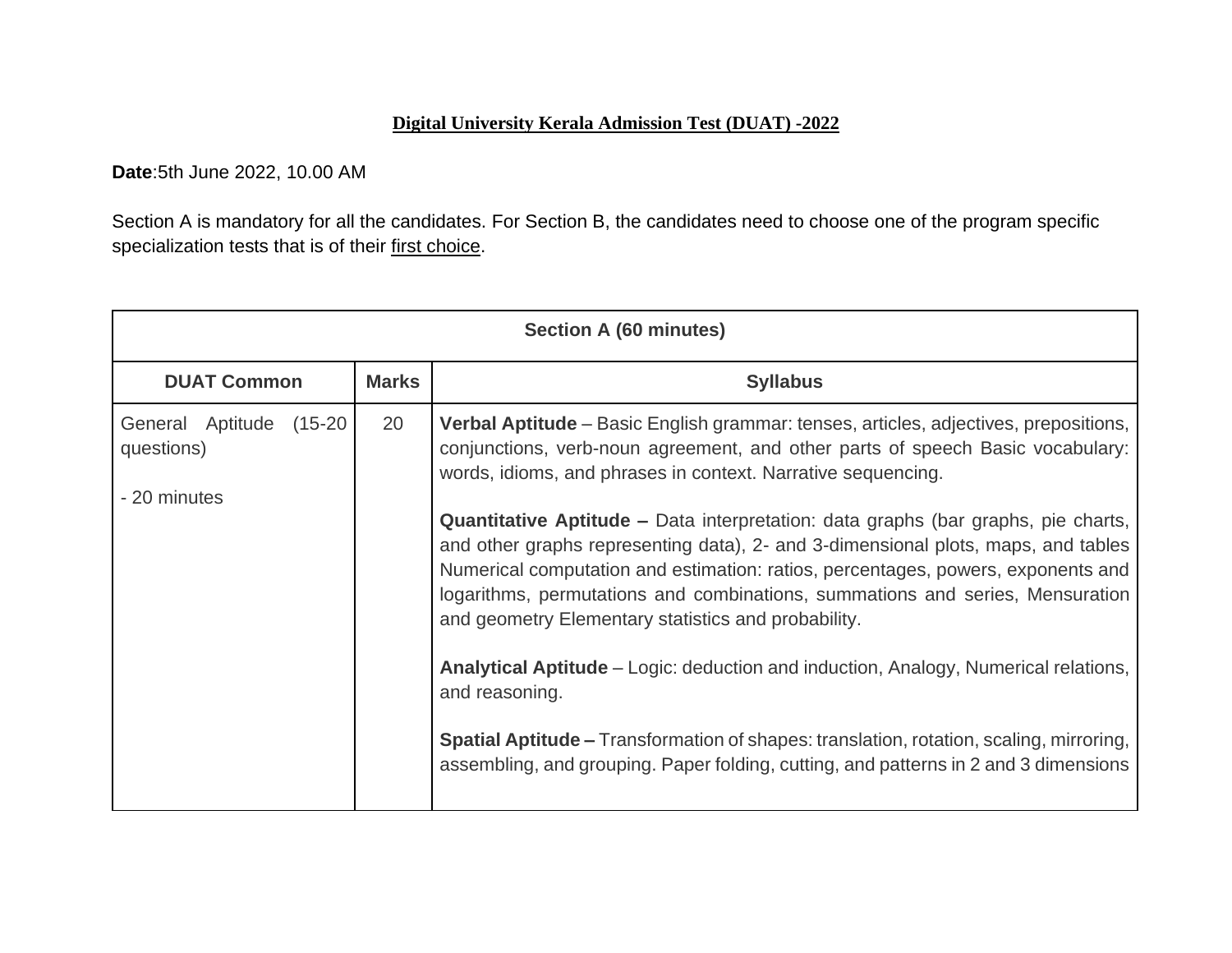# Digital University Kerala Admission Test (DUAT) -2022

**Date**:5th June 2022, 10.00 AM

Section A is mandatory for all the candidates. For Section B, the candidates need to choose one of the program specific specialization tests that is of their first choice.

| **Section A (60 minutes)** | | |
|---|---|---|
| **DUAT Common** | **Marks** | **Syllabus** |
| General Aptitude (15-20 questions)<br><br>- 20 minutes | 20 | **Verbal Aptitude** – Basic English grammar: tenses, articles, adjectives, prepositions, conjunctions, verb-noun agreement, and other parts of speech Basic vocabulary: words, idioms, and phrases in context. Narrative sequencing.<br><br>**Quantitative Aptitude –** Data interpretation: data graphs (bar graphs, pie charts, and other graphs representing data), 2- and 3-dimensional plots, maps, and tables Numerical computation and estimation: ratios, percentages, powers, exponents and logarithms, permutations and combinations, summations and series, Mensuration and geometry Elementary statistics and probability.<br><br>**Analytical Aptitude** – Logic: deduction and induction, Analogy, Numerical relations, and reasoning.<br><br>**Spatial Aptitude –** Transformation of shapes: translation, rotation, scaling, mirroring, assembling, and grouping. Paper folding, cutting, and patterns in 2 and 3 dimensions |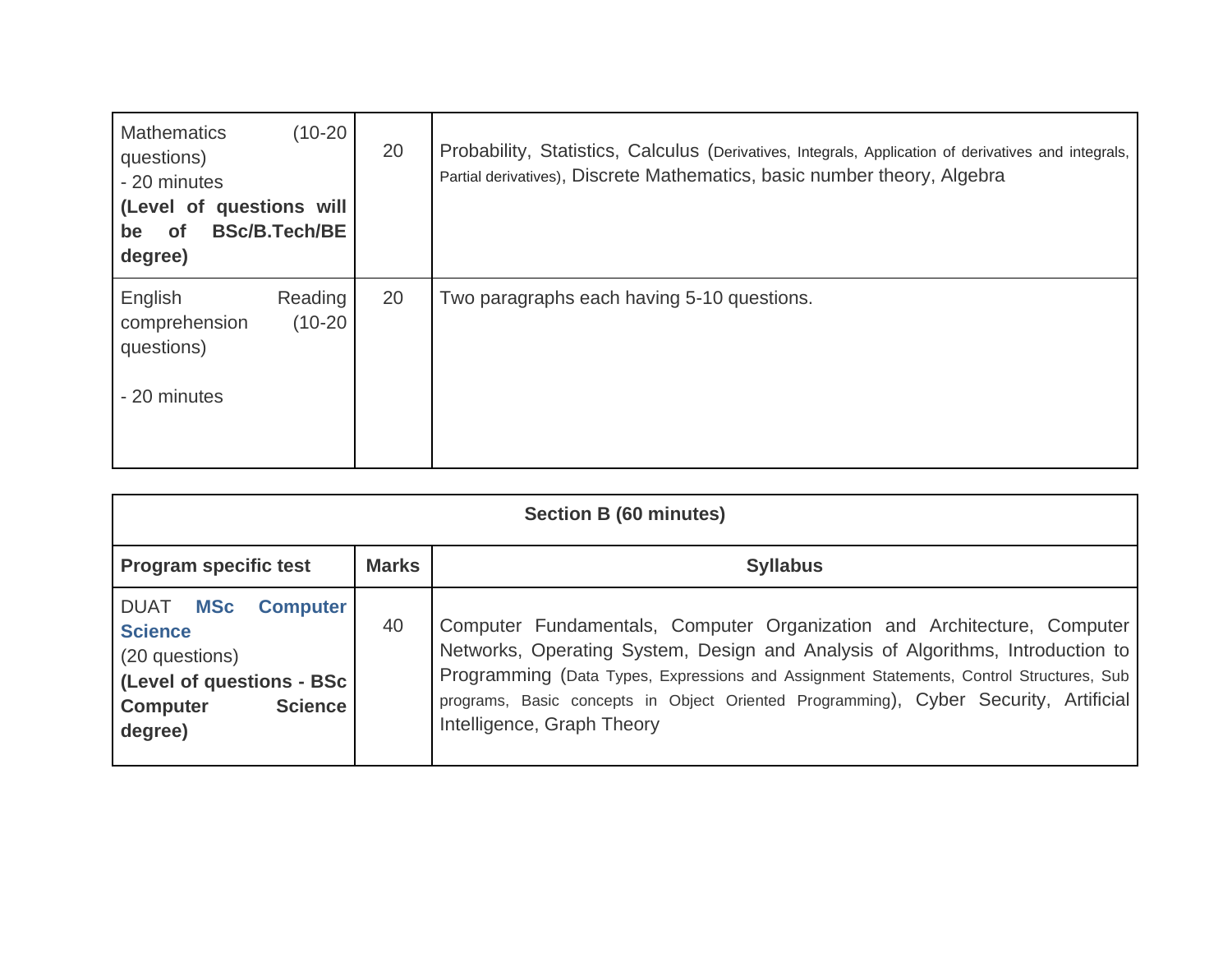| | | |
|---|---|---|
| Mathematics (10-20 questions)<br>- 20 minutes<br>**(Level of questions will be of BSc/B.Tech/BE degree)** | 20 | Probability, Statistics, Calculus (Derivatives, Integrals, Application of derivatives and integrals, Partial derivatives), Discrete Mathematics, basic number theory, Algebra |
| English Reading comprehension (10-20 questions)<br><br>- 20 minutes | 20 | Two paragraphs each having 5-10 questions. |

| **Section B (60 minutes)** | | |
|---|---|---|
| **Program specific test** | **Marks** | **Syllabus** |
| DUAT **MSc Computer Science**<br>(20 questions)<br>**(Level of questions - BSc Computer Science degree)** | 40 | Computer Fundamentals, Computer Organization and Architecture, Computer Networks, Operating System, Design and Analysis of Algorithms, Introduction to Programming (Data Types, Expressions and Assignment Statements, Control Structures, Sub programs, Basic concepts in Object Oriented Programming), Cyber Security, Artificial Intelligence, Graph Theory |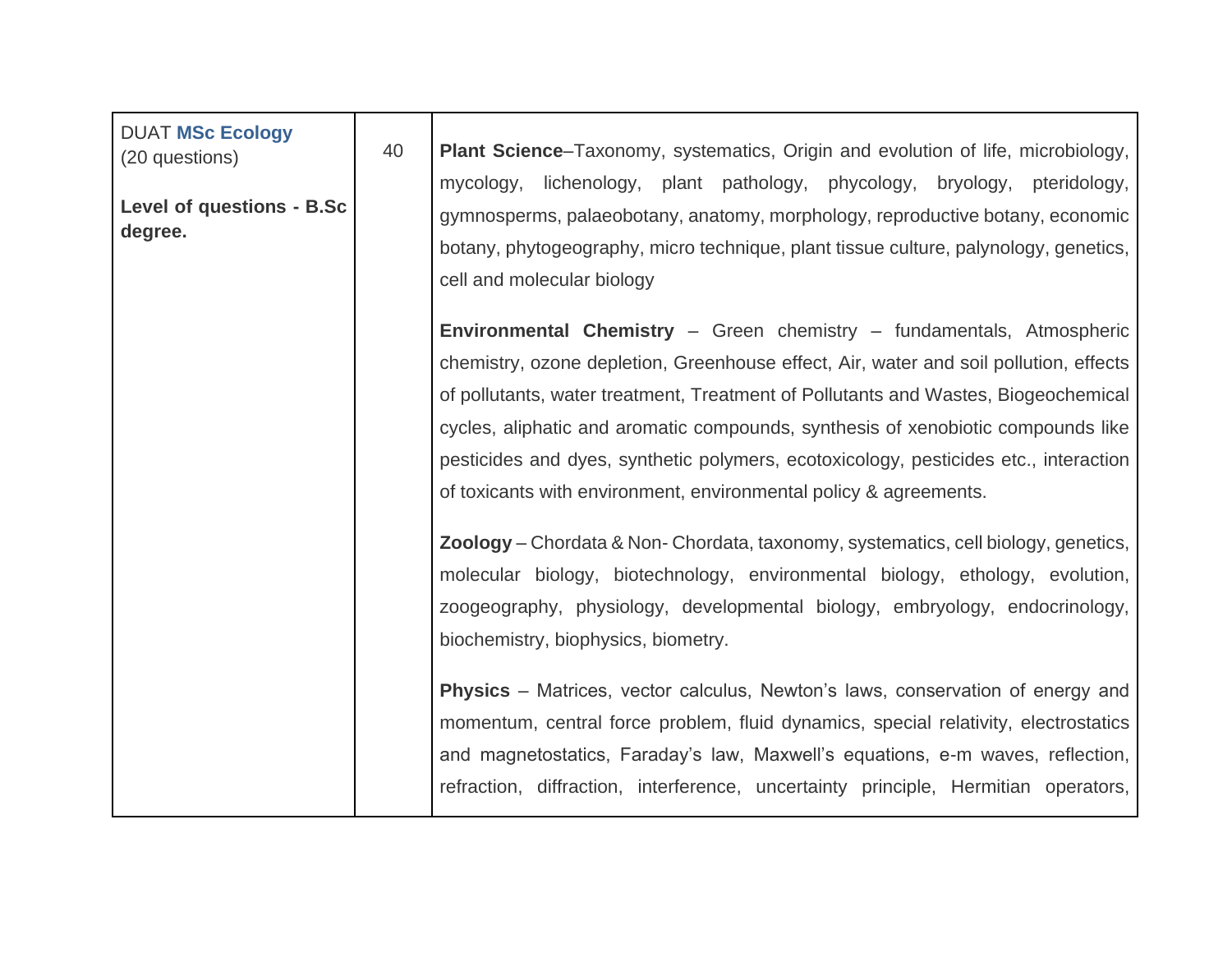| | | |
|---|---|---|
| DUAT **MSc Ecology** (20 questions)<br><br>**Level of questions - B.Sc degree.** | 40 | **Plant Science**–Taxonomy, systematics, Origin and evolution of life, microbiology, mycology, lichenology, plant pathology, phycology, bryology, pteridology, gymnosperms, palaeobotany, anatomy, morphology, reproductive botany, economic botany, phytogeography, micro technique, plant tissue culture, palynology, genetics, cell and molecular biology<br><br>**Environmental Chemistry** – Green chemistry – fundamentals, Atmospheric chemistry, ozone depletion, Greenhouse effect, Air, water and soil pollution, effects of pollutants, water treatment, Treatment of Pollutants and Wastes, Biogeochemical cycles, aliphatic and aromatic compounds, synthesis of xenobiotic compounds like pesticides and dyes, synthetic polymers, ecotoxicology, pesticides etc., interaction of toxicants with environment, environmental policy & agreements.<br><br>**Zoology** – Chordata & Non- Chordata, taxonomy, systematics, cell biology, genetics, molecular biology, biotechnology, environmental biology, ethology, evolution, zoogeography, physiology, developmental biology, embryology, endocrinology, biochemistry, biophysics, biometry.<br><br>**Physics** – Matrices, vector calculus, Newton's laws, conservation of energy and momentum, central force problem, fluid dynamics, special relativity, electrostatics and magnetostatics, Faraday's law, Maxwell's equations, e-m waves, reflection, refraction, diffraction, interference, uncertainty principle, Hermitian operators, |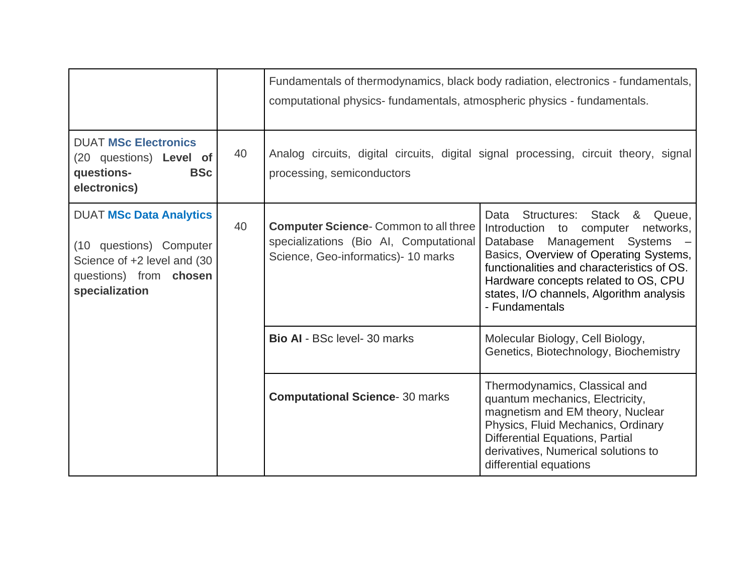| | | | |
|---|---|---|---|
| | | Fundamentals of thermodynamics, black body radiation, electronics - fundamentals, computational physics- fundamentals, atmospheric physics - fundamentals. | |
| DUAT **MSc Electronics** (20 questions) **Level of questions- BSc electronics)** | 40 | Analog circuits, digital circuits, digital signal processing, circuit theory, signal processing, semiconductors | |
| DUAT **MSc Data Analytics**<br><br>(10 questions) Computer Science of +2 level and (30 questions) from **chosen specialization** | 40 | **Computer Science**- Common to all three specializations (Bio AI, Computational Science, Geo-informatics)- 10 marks | Data Structures: Stack & Queue, Introduction to computer networks, Database Management Systems – Basics, Overview of Operating Systems, functionalities and characteristics of OS. Hardware concepts related to OS, CPU states, I/O channels, Algorithm analysis - Fundamentals |
| | | **Bio AI** - BSc level- 30 marks | Molecular Biology, Cell Biology, Genetics, Biotechnology, Biochemistry |
| | | **Computational Science**- 30 marks | Thermodynamics, Classical and quantum mechanics, Electricity, magnetism and EM theory, Nuclear Physics, Fluid Mechanics, Ordinary Differential Equations, Partial derivatives, Numerical solutions to differential equations |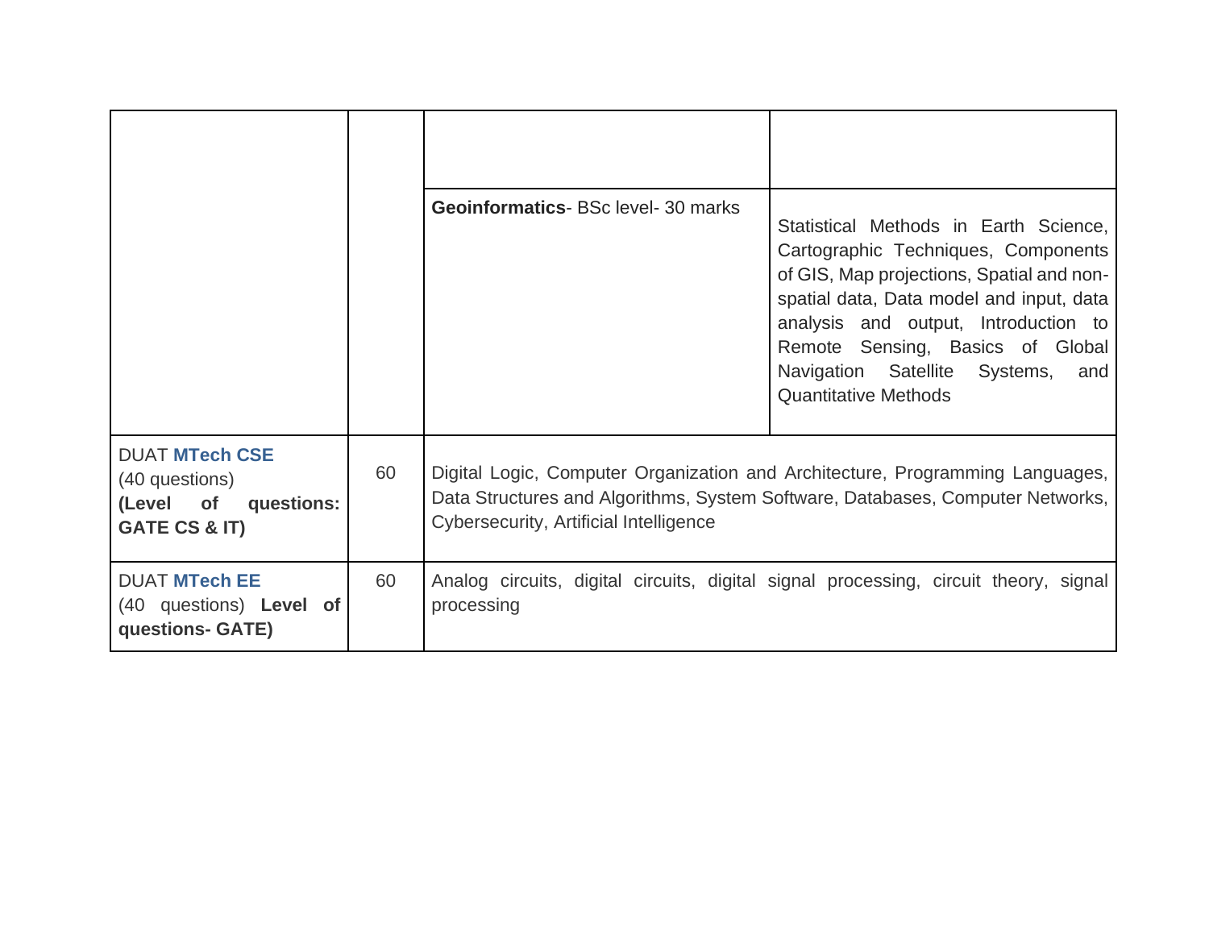| | | | |
|---|---|---|---|
| | | | |
| | | **Geoinformatics**- BSc level- 30 marks | Statistical Methods in Earth Science, Cartographic Techniques, Components of GIS, Map projections, Spatial and non-spatial data, Data model and input, data analysis and output, Introduction to Remote Sensing, Basics of Global Navigation Satellite Systems, and Quantitative Methods |
| DUAT **MTech CSE** (40 questions) **(Level of questions: GATE CS & IT)** | 60 | Digital Logic, Computer Organization and Architecture, Programming Languages, Data Structures and Algorithms, System Software, Databases, Computer Networks, Cybersecurity, Artificial Intelligence | |
| DUAT **MTech EE** (40 questions) **Level of questions- GATE)** | 60 | Analog circuits, digital circuits, digital signal processing, circuit theory, signal processing | |